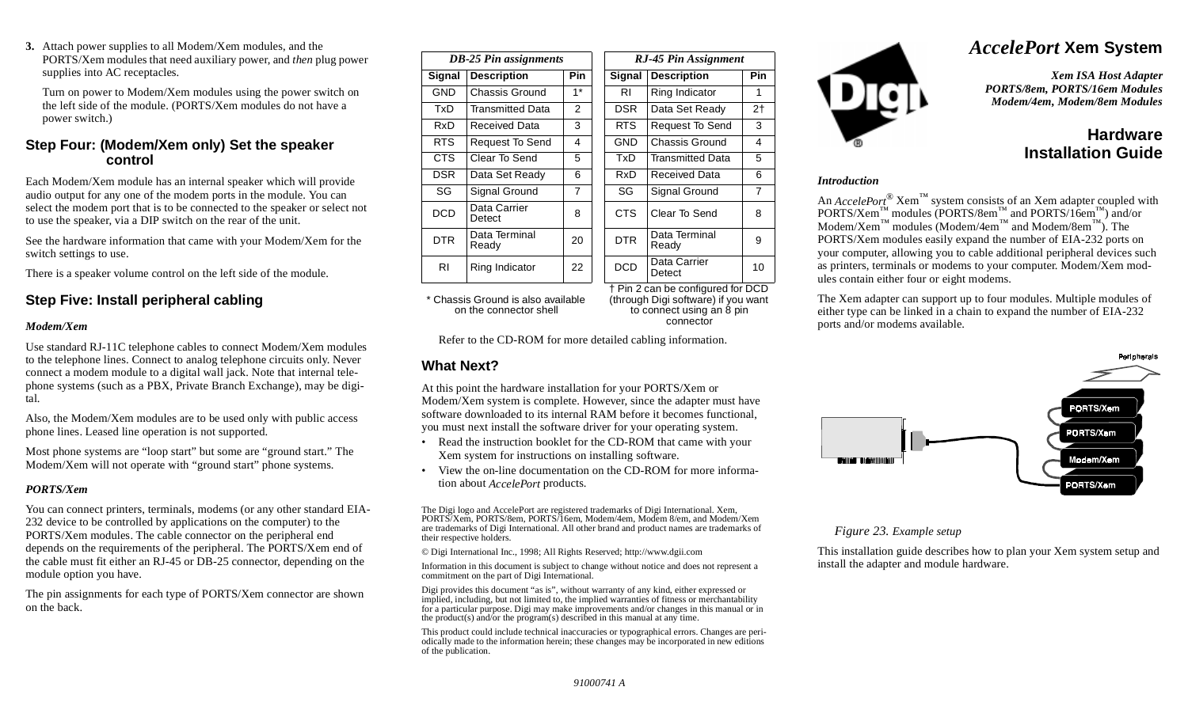3. Attach power supplies to all Modem/Xem modules, and the PORTS/Xem modules that need auxiliary power, and *then* plug power supplies into AC receptacles.

   Turn on power to Modem/Xem modules using the power switch on the left side of the module. (PORTS/Xem modules do not have a power switch.)

## Step Four: (Modem/Xem only) Set the speaker control

Each Modem/Xem module has an internal speaker which will provide audio output for any one of the modem ports in the module. You can select the modem port that is to be connected to the speaker or select not to use the speaker, via a DIP switch on the rear of the unit.

See the hardware information that came with your Modem/Xem for the switch settings to use.

There is a speaker volume control on the left side of the module.

## Step Five: Install peripheral cabling

### *Modem/Xem*

Use standard RJ-11C telephone cables to connect Modem/Xem modules to the telephone lines. Connect to analog telephone circuits only. Never connect a modem module to a digital wall jack. Note that internal telephone systems (such as a PBX, Private Branch Exchange), may be digital.

Also, the Modem/Xem modules are to be used only with public access phone lines. Leased line operation is not supported.

Most phone systems are "loop start" but some are "ground start." The Modem/Xem will not operate with "ground start" phone systems.

### *PORTS/Xem*

You can connect printers, terminals, modems (or any other standard EIA-232 device to be controlled by applications on the computer) to the PORTS/Xem modules. The cable connector on the peripheral end depends on the requirements of the peripheral. The PORTS/Xem end of the cable must fit either an RJ-45 or DB-25 connector, depending on the module option you have.

The pin assignments for each type of PORTS/Xem connector are shown on the back.

*DB-25 Pin assignments*

| Signal | Description | Pin |
|---|---|---|
| GND | Chassis Ground | 1* |
| TxD | Transmitted Data | 2 |
| RxD | Received Data | 3 |
| RTS | Request To Send | 4 |
| CTS | Clear To Send | 5 |
| DSR | Data Set Ready | 6 |
| SG | Signal Ground | 7 |
| DCD | Data Carrier Detect | 8 |
| DTR | Data Terminal Ready | 20 |
| RI | Ring Indicator | 22 |

\* Chassis Ground is also available on the connector shell

*RJ-45 Pin Assignment*

| Signal | Description | Pin |
|---|---|---|
| RI | Ring Indicator | 1 |
| DSR | Data Set Ready | 2† |
| RTS | Request To Send | 3 |
| GND | Chassis Ground | 4 |
| TxD | Transmitted Data | 5 |
| RxD | Received Data | 6 |
| SG | Signal Ground | 7 |
| CTS | Clear To Send | 8 |
| DTR | Data Terminal Ready | 9 |
| DCD | Data Carrier Detect | 10 |

† Pin 2 can be configured for DCD (through Digi software) if you want to connect using an 8 pin connector

Refer to the CD-ROM for more detailed cabling information.

## What Next?

At this point the hardware installation for your PORTS/Xem or Modem/Xem system is complete. However, since the adapter must have software downloaded to its internal RAM before it becomes functional, you must next install the software driver for your operating system.

- Read the instruction booklet for the CD-ROM that came with your Xem system for instructions on installing software.
- View the on-line documentation on the CD-ROM for more information about *AccelePort* products.

The Digi logo and AccelePort are registered trademarks of Digi International. Xem, PORTS/Xem, PORTS/8em, PORTS/16em, Modem/4em, Modem 8/em, and Modem/Xem are trademarks of Digi International. All other brand and product names are trademarks of their respective holders.

© Digi International Inc., 1998; All Rights Reserved; http://www.dgii.com

Information in this document is subject to change without notice and does not represent a commitment on the part of Digi International.

Digi provides this document "as is", without warranty of any kind, either expressed or implied, including, but not limited to, the implied warranties of fitness or merchantability for a particular purpose. Digi may make improvements and/or changes in this manual or in the product(s) and/or the program(s) described in this manual at any time.

This product could include technical inaccuracies or typographical errors. Changes are periodically made to the information herein; these changes may be incorporated in new editions of the publication.

91000741 A

# *AccelePort* Xem System

***Xem ISA Host Adapter***
***PORTS/8em, PORTS/16em Modules***
***Modem/4em, Modem/8em Modules***

# Hardware Installation Guide

### *Introduction*

An *AccelePort*® Xem™ system consists of an Xem adapter coupled with PORTS/Xem™ modules (PORTS/8em™ and PORTS/16em™) and/or Modem/Xem™ modules (Modem/4em™ and Modem/8em™). The PORTS/Xem modules easily expand the number of EIA-232 ports on your computer, allowing you to cable additional peripheral devices such as printers, terminals or modems to your computer. Modem/Xem modules contain either four or eight modems.

The Xem adapter can support up to four modules. Multiple modules of either type can be linked in a chain to expand the number of EIA-232 ports and/or modems available.

*Figure 23. Example setup*

This installation guide describes how to plan your Xem system setup and install the adapter and module hardware.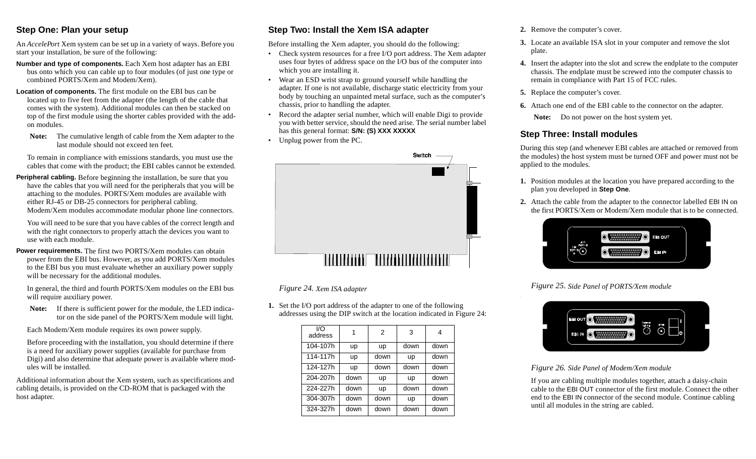## Step One: Plan your setup

An *AccelePort* Xem system can be set up in a variety of ways. Before you start your installation, be sure of the following:

**Number and type of components.** Each Xem host adapter has an EBI bus onto which you can cable up to four modules (of just one type or combined PORTS/Xem and Modem/Xem).

**Location of components.** The first module on the EBI bus can be located up to five feet from the adapter (the length of the cable that comes with the system). Additional modules can then be stacked on top of the first module using the shorter cables provided with the add-on modules.

**Note:** The cumulative length of cable from the Xem adapter to the last module should not exceed ten feet.

To remain in compliance with emissions standards, you must use the cables that come with the product; the EBI cables cannot be extended.

**Peripheral cabling.** Before beginning the installation, be sure that you have the cables that you will need for the peripherals that you will be attaching to the modules. PORTS/Xem modules are available with either RJ-45 or DB-25 connectors for peripheral cabling. Modem/Xem modules accommodate modular phone line connectors.

You will need to be sure that you have cables of the correct length and with the right connectors to properly attach the devices you want to use with each module.

**Power requirements.** The first two PORTS/Xem modules can obtain power from the EBI bus. However, as you add PORTS/Xem modules to the EBI bus you must evaluate whether an auxiliary power supply will be necessary for the additional modules.

In general, the third and fourth PORTS/Xem modules on the EBI bus will require auxiliary power.

**Note:** If there is sufficient power for the module, the LED indicator on the side panel of the PORTS/Xem module will light.

Each Modem/Xem module requires its own power supply.

Before proceeding with the installation, you should determine if there is a need for auxiliary power supplies (available for purchase from Digi) and also determine that adequate power is available where modules will be installed.

Additional information about the Xem system, such as specifications and cabling details, is provided on the CD-ROM that is packaged with the host adapter.

## Step Two: Install the Xem ISA adapter

Before installing the Xem adapter, you should do the following:

- Check system resources for a free I/O port address. The Xem adapter uses four bytes of address space on the I/O bus of the computer into which you are installing it.
- Wear an ESD wrist strap to ground yourself while handling the adapter. If one is not available, discharge static electricity from your body by touching an unpainted metal surface, such as the computer's chassis, prior to handling the adapter.
- Record the adapter serial number, which will enable Digi to provide you with better service, should the need arise. The serial number label has this general format: **S/N: (S) XXX XXXXX**
- Unplug power from the PC.

Switch

*Figure 24. Xem ISA adapter*

1. Set the I/O port address of the adapter to one of the following addresses using the DIP switch at the location indicated in Figure 24:

| I/O address | 1 | 2 | 3 | 4 |
|---|---|---|---|---|
| 104-107h | up | up | down | down |
| 114-117h | up | down | up | down |
| 124-127h | up | down | down | down |
| 204-207h | down | up | up | down |
| 224-227h | down | up | down | down |
| 304-307h | down | down | up | down |
| 324-327h | down | down | down | down |

2. Remove the computer's cover.
3. Locate an available ISA slot in your computer and remove the slot plate.
4. Insert the adapter into the slot and screw the endplate to the computer chassis. The endplate must be screwed into the computer chassis to remain in compliance with Part 15 of FCC rules.
5. Replace the computer's cover.
6. Attach one end of the EBI cable to the connector on the adapter.

**Note:** Do not power on the host system yet.

## Step Three: Install modules

During this step (and whenever EBI cables are attached or removed from the modules) the host system must be turned OFF and power must not be applied to the modules.

1. Position modules at the location you have prepared according to the plan you developed in **Step One**.
2. Attach the cable from the adapter to the connector labelled EBI IN on the first PORTS/Xem or Modem/Xem module that is to be connected.

*Figure 25. Side Panel of PORTS/Xem module*

*Figure 26. Side Panel of Modem/Xem module*

If you are cabling multiple modules together, attach a daisy-chain cable to the EBI OUT connector of the first module. Connect the other end to the EBI IN connector of the second module. Continue cabling until all modules in the string are cabled.